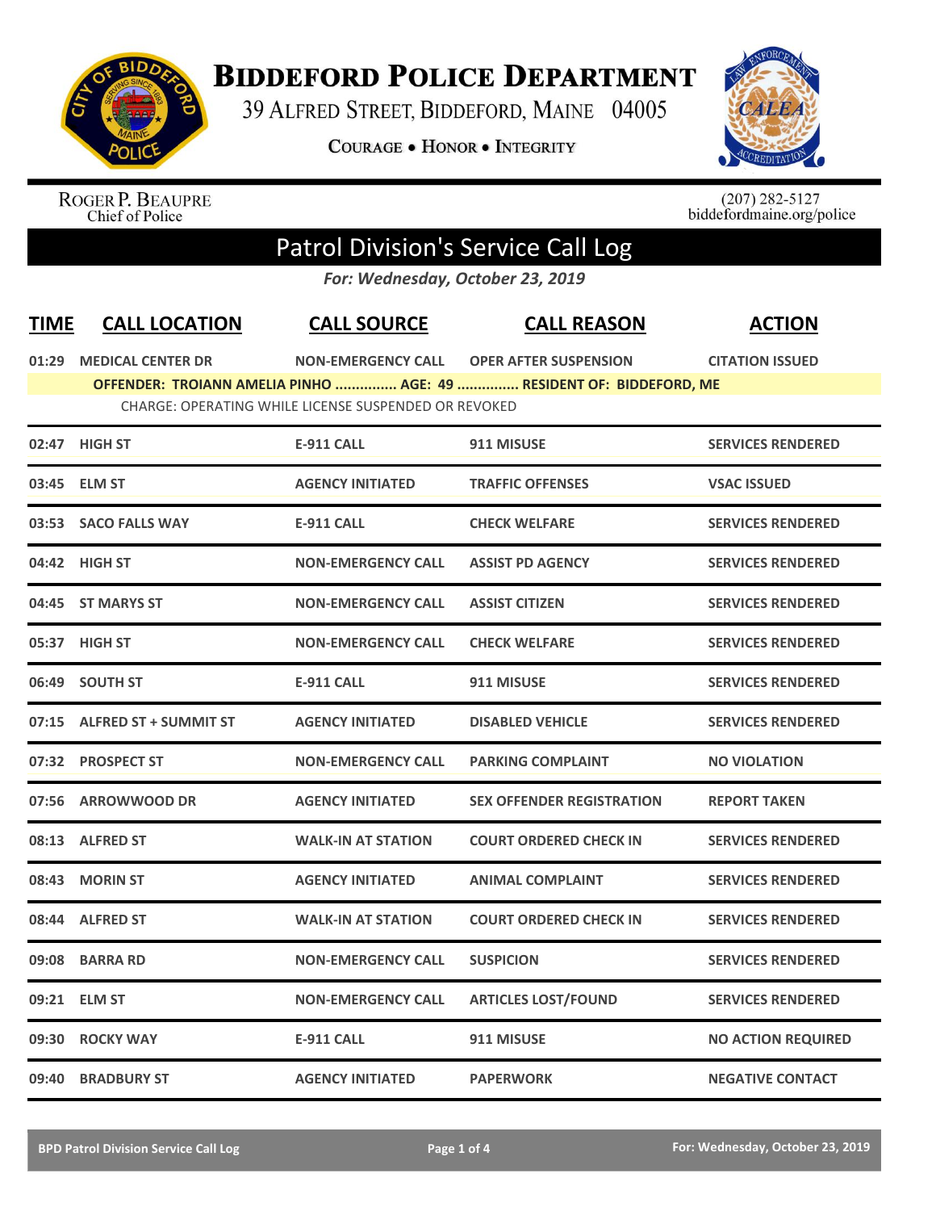# BIDDEFORD POLICE DEPARTMENT

39 ALFRED STREET, BIDDEFORD, MAINE 04005

COURAGE • HONOR • INTEGRITY

ROGER P. BEAUPRE
Chief of Police

(207) 282-5127
biddefordmaine.org/police

## Patrol Division's Service Call Log

*For: Wednesday, October 23, 2019*

| TIME | CALL LOCATION | CALL SOURCE | CALL REASON | ACTION |
|---|---|---|---|---|
| 01:29 | MEDICAL CENTER DR | NON-EMERGENCY CALL | OPER AFTER SUSPENSION | CITATION ISSUED |
| | OFFENDER: TROIANN AMELIA PINHO ............... AGE: 49 ............... RESIDENT OF: BIDDEFORD, ME | | | |
| | CHARGE: OPERATING WHILE LICENSE SUSPENDED OR REVOKED | | | |
| 02:47 | HIGH ST | E-911 CALL | 911 MISUSE | SERVICES RENDERED |
| 03:45 | ELM ST | AGENCY INITIATED | TRAFFIC OFFENSES | VSAC ISSUED |
| 03:53 | SACO FALLS WAY | E-911 CALL | CHECK WELFARE | SERVICES RENDERED |
| 04:42 | HIGH ST | NON-EMERGENCY CALL | ASSIST PD AGENCY | SERVICES RENDERED |
| 04:45 | ST MARYS ST | NON-EMERGENCY CALL | ASSIST CITIZEN | SERVICES RENDERED |
| 05:37 | HIGH ST | NON-EMERGENCY CALL | CHECK WELFARE | SERVICES RENDERED |
| 06:49 | SOUTH ST | E-911 CALL | 911 MISUSE | SERVICES RENDERED |
| 07:15 | ALFRED ST + SUMMIT ST | AGENCY INITIATED | DISABLED VEHICLE | SERVICES RENDERED |
| 07:32 | PROSPECT ST | NON-EMERGENCY CALL | PARKING COMPLAINT | NO VIOLATION |
| 07:56 | ARROWWOOD DR | AGENCY INITIATED | SEX OFFENDER REGISTRATION | REPORT TAKEN |
| 08:13 | ALFRED ST | WALK-IN AT STATION | COURT ORDERED CHECK IN | SERVICES RENDERED |
| 08:43 | MORIN ST | AGENCY INITIATED | ANIMAL COMPLAINT | SERVICES RENDERED |
| 08:44 | ALFRED ST | WALK-IN AT STATION | COURT ORDERED CHECK IN | SERVICES RENDERED |
| 09:08 | BARRA RD | NON-EMERGENCY CALL | SUSPICION | SERVICES RENDERED |
| 09:21 | ELM ST | NON-EMERGENCY CALL | ARTICLES LOST/FOUND | SERVICES RENDERED |
| 09:30 | ROCKY WAY | E-911 CALL | 911 MISUSE | NO ACTION REQUIRED |
| 09:40 | BRADBURY ST | AGENCY INITIATED | PAPERWORK | NEGATIVE CONTACT |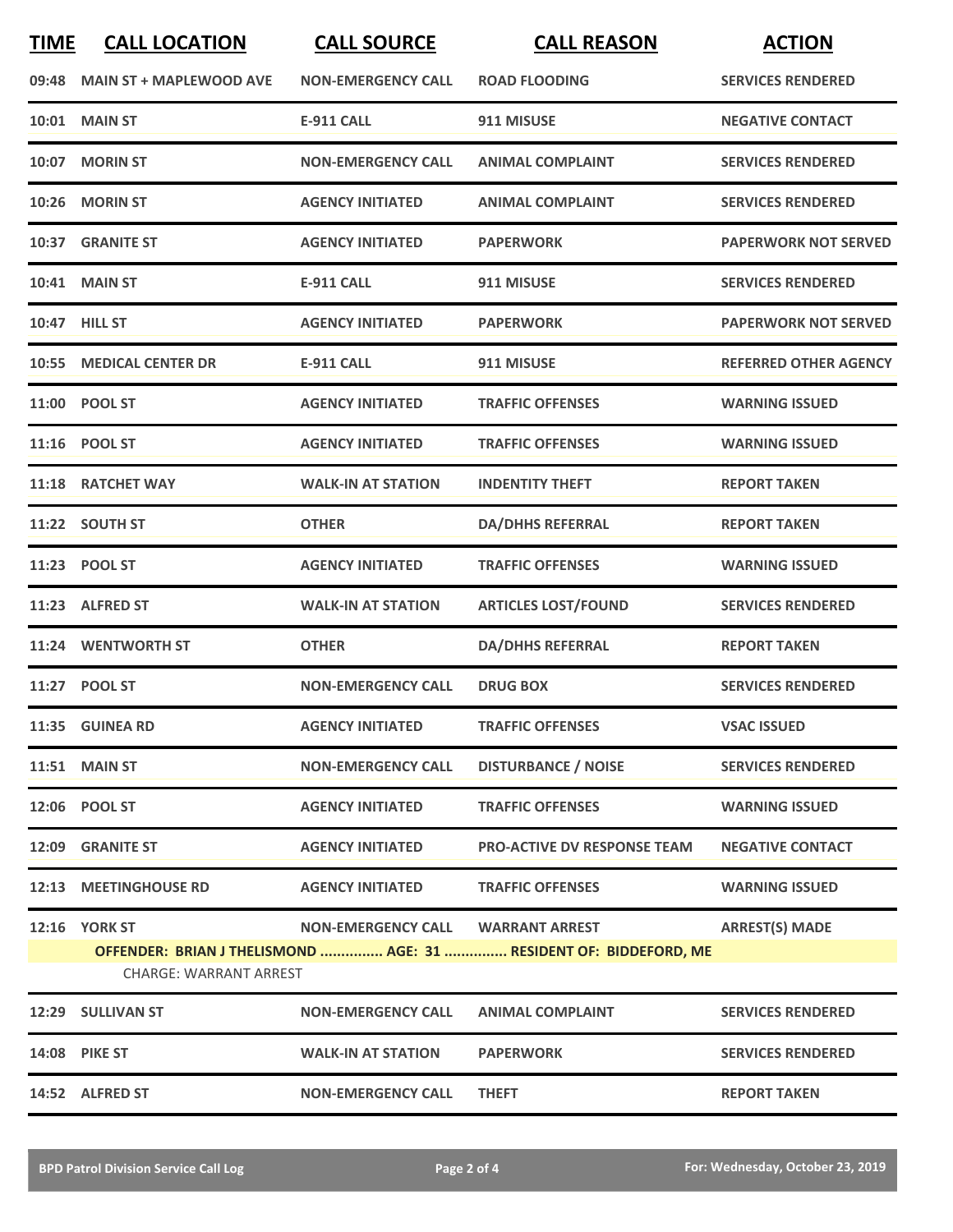| TIME | CALL LOCATION | CALL SOURCE | CALL REASON | ACTION |
|---|---|---|---|---|
| 09:48 | MAIN ST + MAPLEWOOD AVE | NON-EMERGENCY CALL | ROAD FLOODING | SERVICES RENDERED |
| 10:01 | MAIN ST | E-911 CALL | 911 MISUSE | NEGATIVE CONTACT |
| 10:07 | MORIN ST | NON-EMERGENCY CALL | ANIMAL COMPLAINT | SERVICES RENDERED |
| 10:26 | MORIN ST | AGENCY INITIATED | ANIMAL COMPLAINT | SERVICES RENDERED |
| 10:37 | GRANITE ST | AGENCY INITIATED | PAPERWORK | PAPERWORK NOT SERVED |
| 10:41 | MAIN ST | E-911 CALL | 911 MISUSE | SERVICES RENDERED |
| 10:47 | HILL ST | AGENCY INITIATED | PAPERWORK | PAPERWORK NOT SERVED |
| 10:55 | MEDICAL CENTER DR | E-911 CALL | 911 MISUSE | REFERRED OTHER AGENCY |
| 11:00 | POOL ST | AGENCY INITIATED | TRAFFIC OFFENSES | WARNING ISSUED |
| 11:16 | POOL ST | AGENCY INITIATED | TRAFFIC OFFENSES | WARNING ISSUED |
| 11:18 | RATCHET WAY | WALK-IN AT STATION | INDENTITY THEFT | REPORT TAKEN |
| 11:22 | SOUTH ST | OTHER | DA/DHHS REFERRAL | REPORT TAKEN |
| 11:23 | POOL ST | AGENCY INITIATED | TRAFFIC OFFENSES | WARNING ISSUED |
| 11:23 | ALFRED ST | WALK-IN AT STATION | ARTICLES LOST/FOUND | SERVICES RENDERED |
| 11:24 | WENTWORTH ST | OTHER | DA/DHHS REFERRAL | REPORT TAKEN |
| 11:27 | POOL ST | NON-EMERGENCY CALL | DRUG BOX | SERVICES RENDERED |
| 11:35 | GUINEA RD | AGENCY INITIATED | TRAFFIC OFFENSES | VSAC ISSUED |
| 11:51 | MAIN ST | NON-EMERGENCY CALL | DISTURBANCE / NOISE | SERVICES RENDERED |
| 12:06 | POOL ST | AGENCY INITIATED | TRAFFIC OFFENSES | WARNING ISSUED |
| 12:09 | GRANITE ST | AGENCY INITIATED | PRO-ACTIVE DV RESPONSE TEAM | NEGATIVE CONTACT |
| 12:13 | MEETINGHOUSE RD | AGENCY INITIATED | TRAFFIC OFFENSES | WARNING ISSUED |
| 12:16 | YORK ST | NON-EMERGENCY CALL | WARRANT ARREST | ARREST(S) MADE |
| | OFFENDER: BRIAN J THELISMOND ............... AGE: 31 ............... RESIDENT OF: BIDDEFORD, ME | | | |
| | CHARGE: WARRANT ARREST | | | |
| 12:29 | SULLIVAN ST | NON-EMERGENCY CALL | ANIMAL COMPLAINT | SERVICES RENDERED |
| 14:08 | PIKE ST | WALK-IN AT STATION | PAPERWORK | SERVICES RENDERED |
| 14:52 | ALFRED ST | NON-EMERGENCY CALL | THEFT | REPORT TAKEN |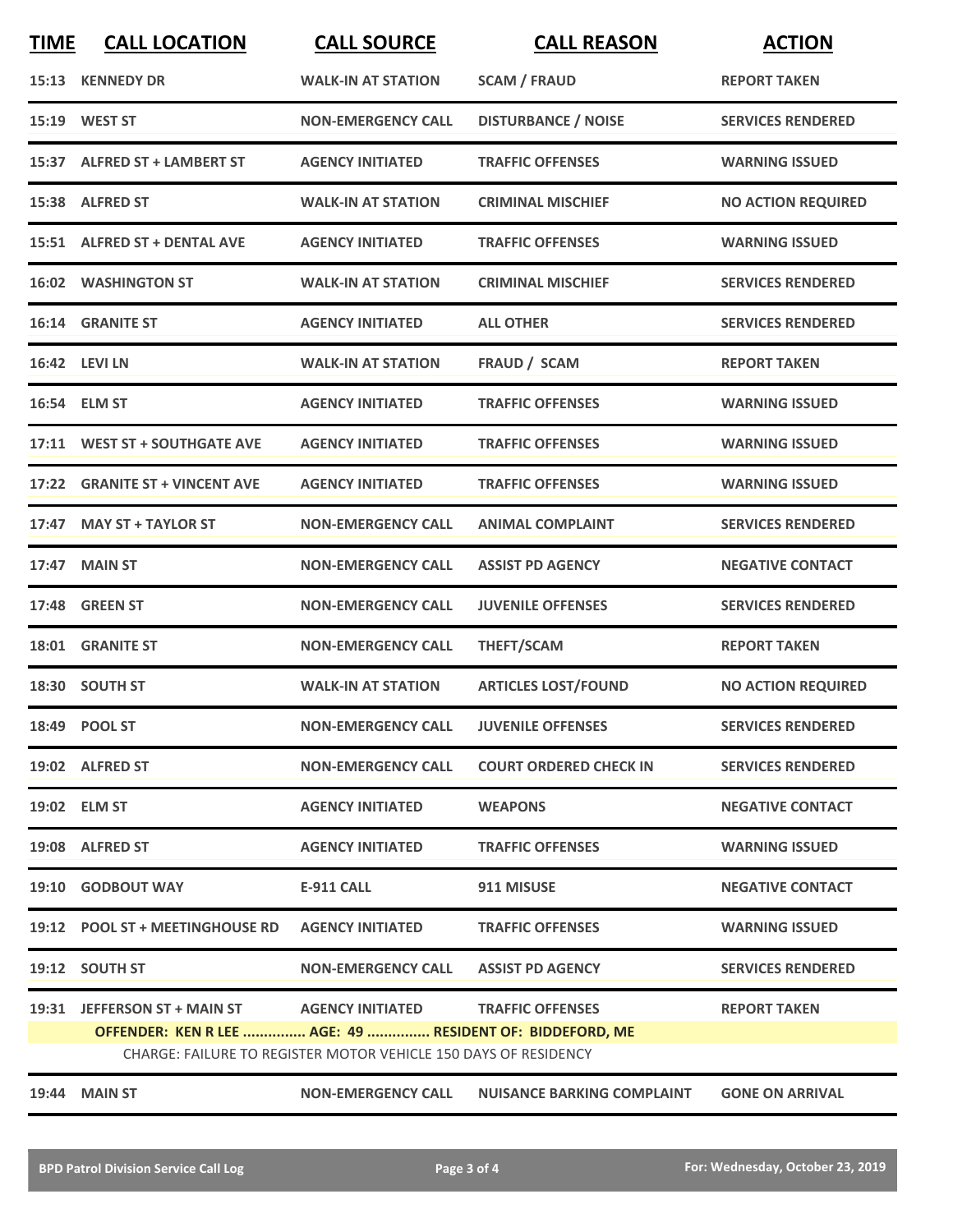| TIME | CALL LOCATION | CALL SOURCE | CALL REASON | ACTION |
|---|---|---|---|---|
| 15:13 | KENNEDY DR | WALK-IN AT STATION | SCAM / FRAUD | REPORT TAKEN |
| 15:19 | WEST ST | NON-EMERGENCY CALL | DISTURBANCE / NOISE | SERVICES RENDERED |
| 15:37 | ALFRED ST + LAMBERT ST | AGENCY INITIATED | TRAFFIC OFFENSES | WARNING ISSUED |
| 15:38 | ALFRED ST | WALK-IN AT STATION | CRIMINAL MISCHIEF | NO ACTION REQUIRED |
| 15:51 | ALFRED ST + DENTAL AVE | AGENCY INITIATED | TRAFFIC OFFENSES | WARNING ISSUED |
| 16:02 | WASHINGTON ST | WALK-IN AT STATION | CRIMINAL MISCHIEF | SERVICES RENDERED |
| 16:14 | GRANITE ST | AGENCY INITIATED | ALL OTHER | SERVICES RENDERED |
| 16:42 | LEVI LN | WALK-IN AT STATION | FRAUD / SCAM | REPORT TAKEN |
| 16:54 | ELM ST | AGENCY INITIATED | TRAFFIC OFFENSES | WARNING ISSUED |
| 17:11 | WEST ST + SOUTHGATE AVE | AGENCY INITIATED | TRAFFIC OFFENSES | WARNING ISSUED |
| 17:22 | GRANITE ST + VINCENT AVE | AGENCY INITIATED | TRAFFIC OFFENSES | WARNING ISSUED |
| 17:47 | MAY ST + TAYLOR ST | NON-EMERGENCY CALL | ANIMAL COMPLAINT | SERVICES RENDERED |
| 17:47 | MAIN ST | NON-EMERGENCY CALL | ASSIST PD AGENCY | NEGATIVE CONTACT |
| 17:48 | GREEN ST | NON-EMERGENCY CALL | JUVENILE OFFENSES | SERVICES RENDERED |
| 18:01 | GRANITE ST | NON-EMERGENCY CALL | THEFT/SCAM | REPORT TAKEN |
| 18:30 | SOUTH ST | WALK-IN AT STATION | ARTICLES LOST/FOUND | NO ACTION REQUIRED |
| 18:49 | POOL ST | NON-EMERGENCY CALL | JUVENILE OFFENSES | SERVICES RENDERED |
| 19:02 | ALFRED ST | NON-EMERGENCY CALL | COURT ORDERED CHECK IN | SERVICES RENDERED |
| 19:02 | ELM ST | AGENCY INITIATED | WEAPONS | NEGATIVE CONTACT |
| 19:08 | ALFRED ST | AGENCY INITIATED | TRAFFIC OFFENSES | WARNING ISSUED |
| 19:10 | GODBOUT WAY | E-911 CALL | 911 MISUSE | NEGATIVE CONTACT |
| 19:12 | POOL ST + MEETINGHOUSE RD | AGENCY INITIATED | TRAFFIC OFFENSES | WARNING ISSUED |
| 19:12 | SOUTH ST | NON-EMERGENCY CALL | ASSIST PD AGENCY | SERVICES RENDERED |
| 19:31 | JEFFERSON ST + MAIN ST | AGENCY INITIATED | TRAFFIC OFFENSES | REPORT TAKEN |
| | OFFENDER: KEN R LEE ............... AGE: 49 ............... RESIDENT OF: BIDDEFORD, ME | | | |
| | CHARGE: FAILURE TO REGISTER MOTOR VEHICLE 150 DAYS OF RESIDENCY | | | |
| 19:44 | MAIN ST | NON-EMERGENCY CALL | NUISANCE BARKING COMPLAINT | GONE ON ARRIVAL |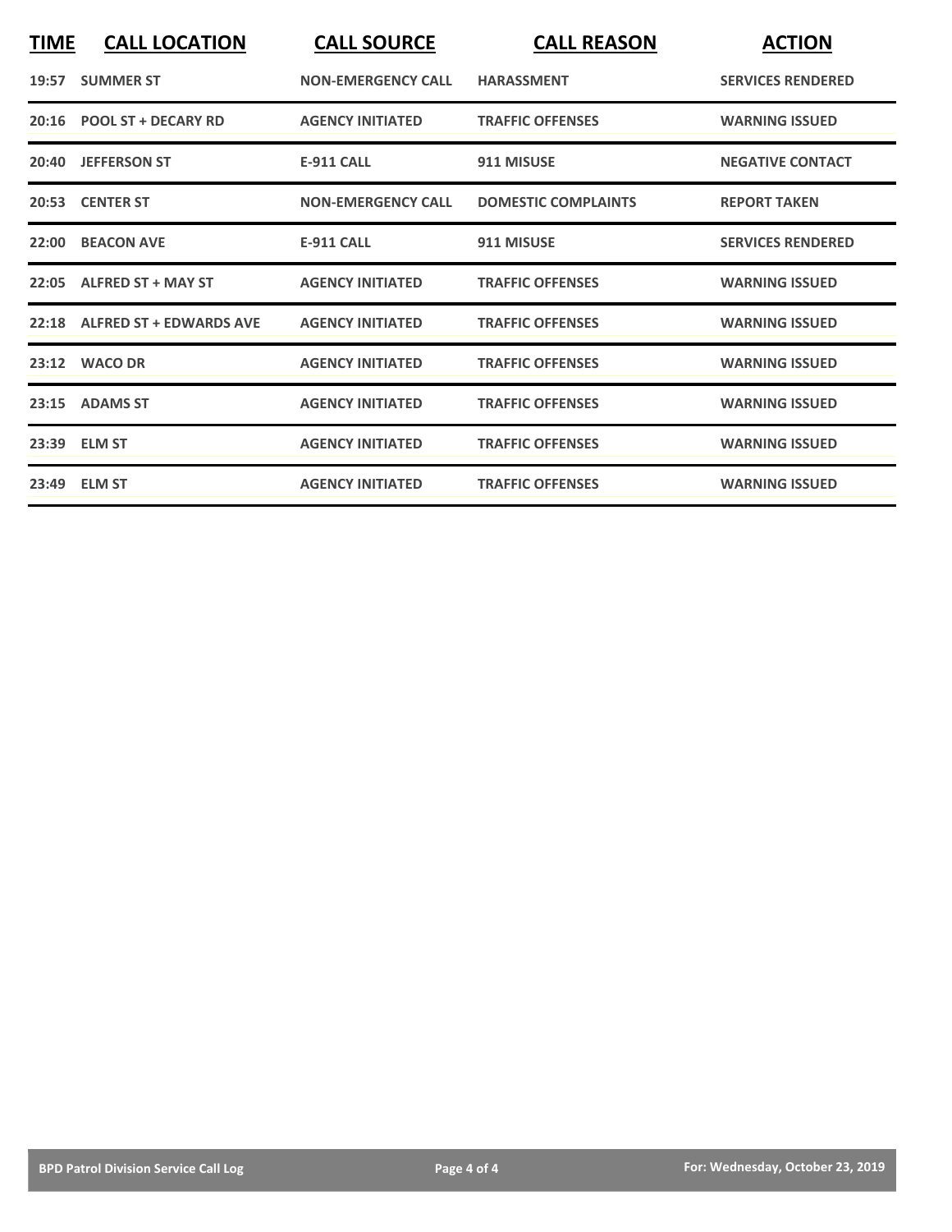| TIME | CALL LOCATION | CALL SOURCE | CALL REASON | ACTION |
|---|---|---|---|---|
| 19:57 | SUMMER ST | NON-EMERGENCY CALL | HARASSMENT | SERVICES RENDERED |
| 20:16 | POOL ST + DECARY RD | AGENCY INITIATED | TRAFFIC OFFENSES | WARNING ISSUED |
| 20:40 | JEFFERSON ST | E-911 CALL | 911 MISUSE | NEGATIVE CONTACT |
| 20:53 | CENTER ST | NON-EMERGENCY CALL | DOMESTIC COMPLAINTS | REPORT TAKEN |
| 22:00 | BEACON AVE | E-911 CALL | 911 MISUSE | SERVICES RENDERED |
| 22:05 | ALFRED ST + MAY ST | AGENCY INITIATED | TRAFFIC OFFENSES | WARNING ISSUED |
| 22:18 | ALFRED ST + EDWARDS AVE | AGENCY INITIATED | TRAFFIC OFFENSES | WARNING ISSUED |
| 23:12 | WACO DR | AGENCY INITIATED | TRAFFIC OFFENSES | WARNING ISSUED |
| 23:15 | ADAMS ST | AGENCY INITIATED | TRAFFIC OFFENSES | WARNING ISSUED |
| 23:39 | ELM ST | AGENCY INITIATED | TRAFFIC OFFENSES | WARNING ISSUED |
| 23:49 | ELM ST | AGENCY INITIATED | TRAFFIC OFFENSES | WARNING ISSUED |